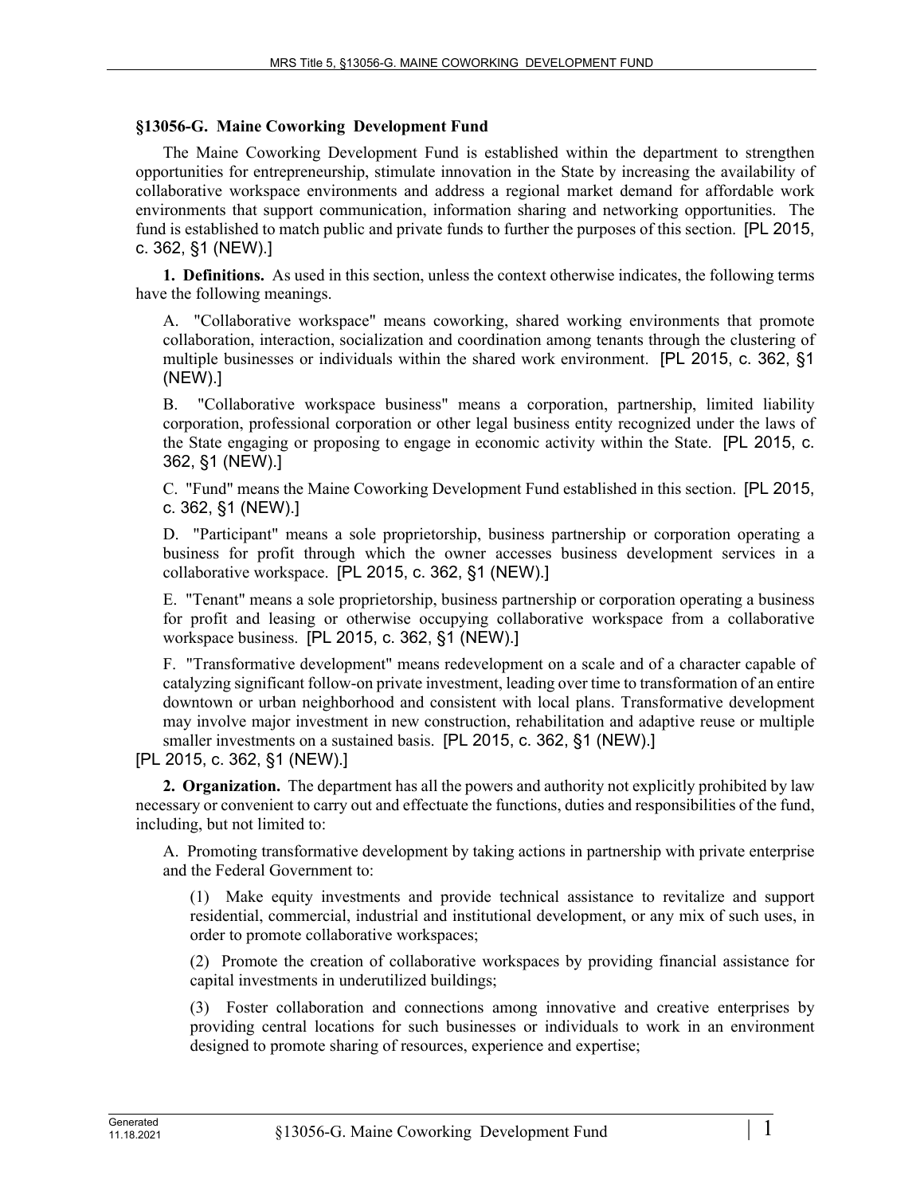## §13056-G. Maine Coworking Development Fund

The Maine Coworking Development Fund is established within the department to strengthen opportunities for entrepreneurship, stimulate innovation in the State by increasing the availability of collaborative workspace environments and address a regional market demand for affordable work environments that support communication, information sharing and networking opportunities. The fund is established to match public and private funds to further the purposes of this section. [PL 2015, c. 362, §1 (NEW).]

**1. Definitions.** As used in this section, unless the context otherwise indicates, the following terms have the following meanings.

A. "Collaborative workspace" means coworking, shared working environments that promote collaboration, interaction, socialization and coordination among tenants through the clustering of multiple businesses or individuals within the shared work environment. [PL 2015, c. 362, §1 (NEW).]

B. "Collaborative workspace business" means a corporation, partnership, limited liability corporation, professional corporation or other legal business entity recognized under the laws of the State engaging or proposing to engage in economic activity within the State. [PL 2015, c. 362, §1 (NEW).]

C. "Fund" means the Maine Coworking Development Fund established in this section. [PL 2015, c. 362, §1 (NEW).]

D. "Participant" means a sole proprietorship, business partnership or corporation operating a business for profit through which the owner accesses business development services in a collaborative workspace. [PL 2015, c. 362, §1 (NEW).]

E. "Tenant" means a sole proprietorship, business partnership or corporation operating a business for profit and leasing or otherwise occupying collaborative workspace from a collaborative workspace business. [PL 2015, c. 362, §1 (NEW).]

F. "Transformative development" means redevelopment on a scale and of a character capable of catalyzing significant follow-on private investment, leading over time to transformation of an entire downtown or urban neighborhood and consistent with local plans. Transformative development may involve major investment in new construction, rehabilitation and adaptive reuse or multiple smaller investments on a sustained basis. [PL 2015, c. 362, §1 (NEW).]

[PL 2015, c. 362, §1 (NEW).]

**2. Organization.** The department has all the powers and authority not explicitly prohibited by law necessary or convenient to carry out and effectuate the functions, duties and responsibilities of the fund, including, but not limited to:

A. Promoting transformative development by taking actions in partnership with private enterprise and the Federal Government to:

(1) Make equity investments and provide technical assistance to revitalize and support residential, commercial, industrial and institutional development, or any mix of such uses, in order to promote collaborative workspaces;

(2) Promote the creation of collaborative workspaces by providing financial assistance for capital investments in underutilized buildings;

(3) Foster collaboration and connections among innovative and creative enterprises by providing central locations for such businesses or individuals to work in an environment designed to promote sharing of resources, experience and expertise;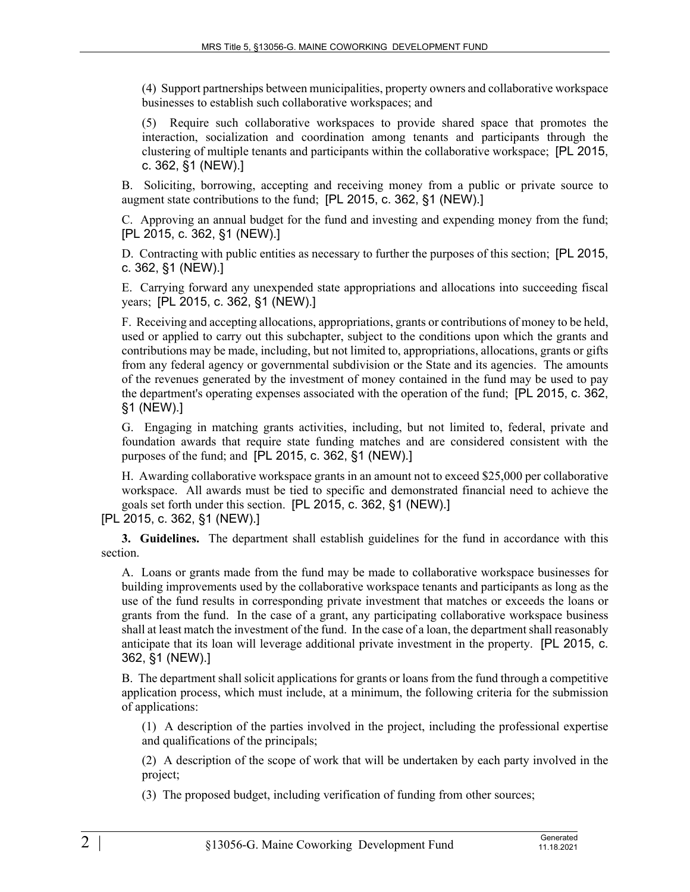(4) Support partnerships between municipalities, property owners and collaborative workspace businesses to establish such collaborative workspaces; and

(5) Require such collaborative workspaces to provide shared space that promotes the interaction, socialization and coordination among tenants and participants through the clustering of multiple tenants and participants within the collaborative workspace; [PL 2015, c. 362, §1 (NEW).]

B. Soliciting, borrowing, accepting and receiving money from a public or private source to augment state contributions to the fund; [PL 2015, c. 362, §1 (NEW).]

C. Approving an annual budget for the fund and investing and expending money from the fund; [PL 2015, c. 362, §1 (NEW).]

D. Contracting with public entities as necessary to further the purposes of this section; [PL 2015, c. 362, §1 (NEW).]

E. Carrying forward any unexpended state appropriations and allocations into succeeding fiscal years; [PL 2015, c. 362, §1 (NEW).]

F. Receiving and accepting allocations, appropriations, grants or contributions of money to be held, used or applied to carry out this subchapter, subject to the conditions upon which the grants and contributions may be made, including, but not limited to, appropriations, allocations, grants or gifts from any federal agency or governmental subdivision or the State and its agencies. The amounts of the revenues generated by the investment of money contained in the fund may be used to pay the department's operating expenses associated with the operation of the fund; [PL 2015, c. 362, §1 (NEW).]

G. Engaging in matching grants activities, including, but not limited to, federal, private and foundation awards that require state funding matches and are considered consistent with the purposes of the fund; and [PL 2015, c. 362, §1 (NEW).]

H. Awarding collaborative workspace grants in an amount not to exceed $25,000 per collaborative workspace. All awards must be tied to specific and demonstrated financial need to achieve the goals set forth under this section. [PL 2015, c. 362, §1 (NEW).]

[PL 2015, c. 362, §1 (NEW).]

**3. Guidelines.** The department shall establish guidelines for the fund in accordance with this section.

A. Loans or grants made from the fund may be made to collaborative workspace businesses for building improvements used by the collaborative workspace tenants and participants as long as the use of the fund results in corresponding private investment that matches or exceeds the loans or grants from the fund. In the case of a grant, any participating collaborative workspace business shall at least match the investment of the fund. In the case of a loan, the department shall reasonably anticipate that its loan will leverage additional private investment in the property. [PL 2015, c. 362, §1 (NEW).]

B. The department shall solicit applications for grants or loans from the fund through a competitive application process, which must include, at a minimum, the following criteria for the submission of applications:

(1) A description of the parties involved in the project, including the professional expertise and qualifications of the principals;

(2) A description of the scope of work that will be undertaken by each party involved in the project;

(3) The proposed budget, including verification of funding from other sources;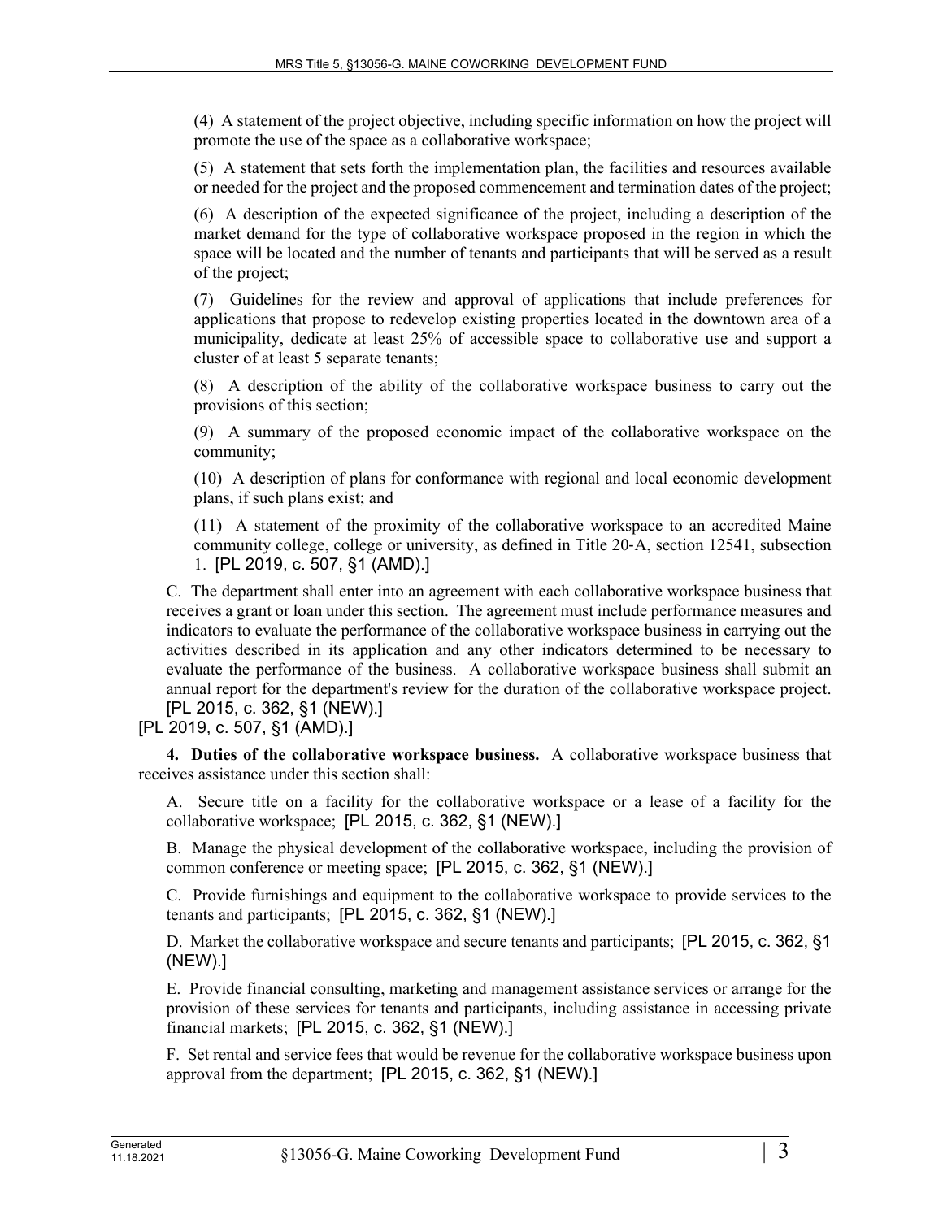(4) A statement of the project objective, including specific information on how the project will promote the use of the space as a collaborative workspace;

(5) A statement that sets forth the implementation plan, the facilities and resources available or needed for the project and the proposed commencement and termination dates of the project;

(6) A description of the expected significance of the project, including a description of the market demand for the type of collaborative workspace proposed in the region in which the space will be located and the number of tenants and participants that will be served as a result of the project;

(7) Guidelines for the review and approval of applications that include preferences for applications that propose to redevelop existing properties located in the downtown area of a municipality, dedicate at least 25% of accessible space to collaborative use and support a cluster of at least 5 separate tenants;

(8) A description of the ability of the collaborative workspace business to carry out the provisions of this section;

(9) A summary of the proposed economic impact of the collaborative workspace on the community;

(10) A description of plans for conformance with regional and local economic development plans, if such plans exist; and

(11) A statement of the proximity of the collaborative workspace to an accredited Maine community college, college or university, as defined in Title 20-A, section 12541, subsection 1. [PL 2019, c. 507, §1 (AMD).]

C. The department shall enter into an agreement with each collaborative workspace business that receives a grant or loan under this section. The agreement must include performance measures and indicators to evaluate the performance of the collaborative workspace business in carrying out the activities described in its application and any other indicators determined to be necessary to evaluate the performance of the business. A collaborative workspace business shall submit an annual report for the department's review for the duration of the collaborative workspace project. [PL 2015, c. 362, §1 (NEW).]

[PL 2019, c. 507, §1 (AMD).]

**4. Duties of the collaborative workspace business.** A collaborative workspace business that receives assistance under this section shall:

A. Secure title on a facility for the collaborative workspace or a lease of a facility for the collaborative workspace; [PL 2015, c. 362, §1 (NEW).]

B. Manage the physical development of the collaborative workspace, including the provision of common conference or meeting space; [PL 2015, c. 362, §1 (NEW).]

C. Provide furnishings and equipment to the collaborative workspace to provide services to the tenants and participants; [PL 2015, c. 362, §1 (NEW).]

D. Market the collaborative workspace and secure tenants and participants; [PL 2015, c. 362, §1 (NEW).]

E. Provide financial consulting, marketing and management assistance services or arrange for the provision of these services for tenants and participants, including assistance in accessing private financial markets; [PL 2015, c. 362, §1 (NEW).]

F. Set rental and service fees that would be revenue for the collaborative workspace business upon approval from the department; [PL 2015, c. 362, §1 (NEW).]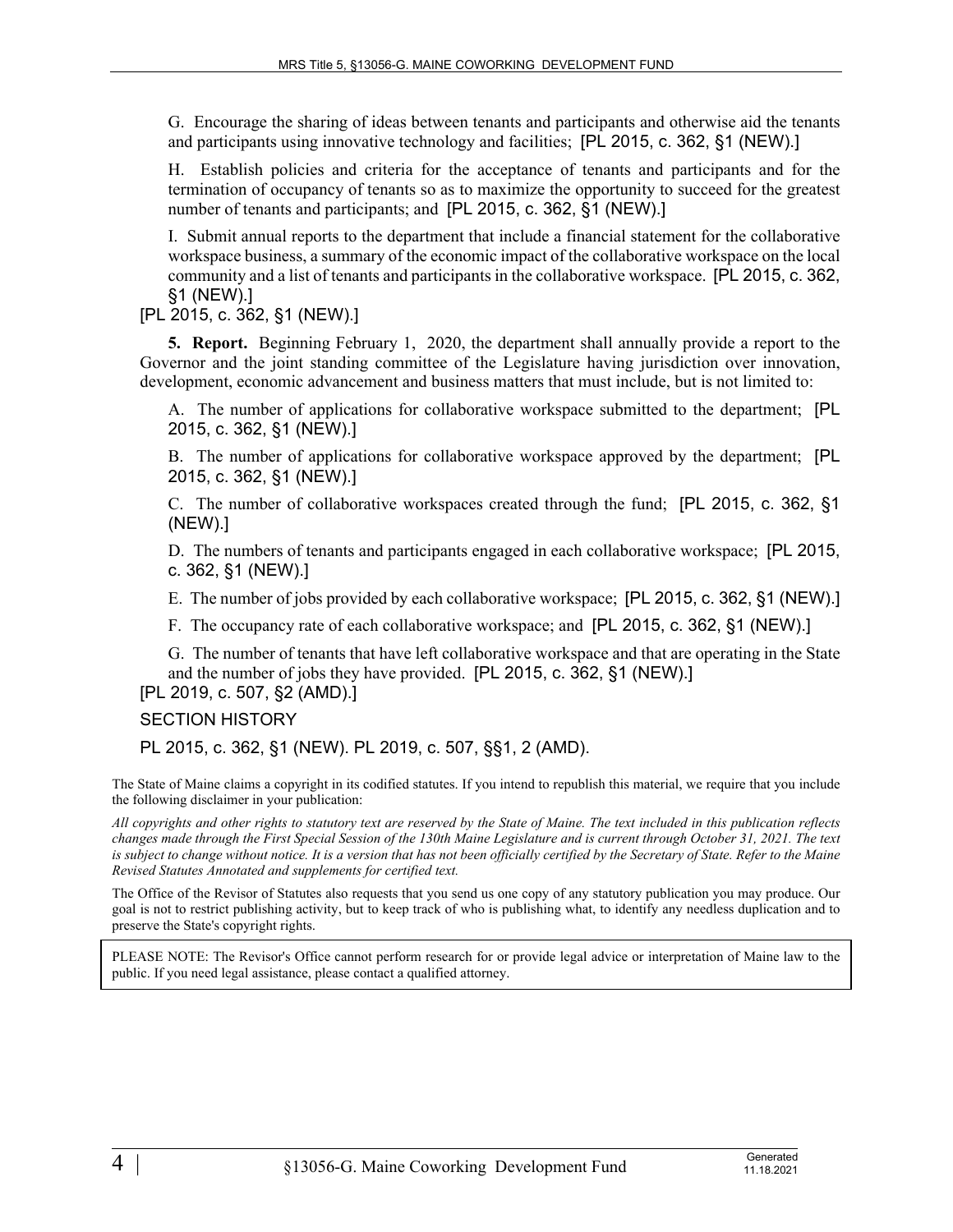G. Encourage the sharing of ideas between tenants and participants and otherwise aid the tenants and participants using innovative technology and facilities; [PL 2015, c. 362, §1 (NEW).]

H. Establish policies and criteria for the acceptance of tenants and participants and for the termination of occupancy of tenants so as to maximize the opportunity to succeed for the greatest number of tenants and participants; and [PL 2015, c. 362, §1 (NEW).]

I. Submit annual reports to the department that include a financial statement for the collaborative workspace business, a summary of the economic impact of the collaborative workspace on the local community and a list of tenants and participants in the collaborative workspace. [PL 2015, c. 362, §1 (NEW).]

[PL 2015, c. 362, §1 (NEW).]

**5. Report.** Beginning February 1, 2020, the department shall annually provide a report to the Governor and the joint standing committee of the Legislature having jurisdiction over innovation, development, economic advancement and business matters that must include, but is not limited to:

A. The number of applications for collaborative workspace submitted to the department; [PL 2015, c. 362, §1 (NEW).]

B. The number of applications for collaborative workspace approved by the department; [PL 2015, c. 362, §1 (NEW).]

C. The number of collaborative workspaces created through the fund; [PL 2015, c. 362, §1 (NEW).]

D. The numbers of tenants and participants engaged in each collaborative workspace; [PL 2015, c. 362, §1 (NEW).]

E. The number of jobs provided by each collaborative workspace; [PL 2015, c. 362, §1 (NEW).]

F. The occupancy rate of each collaborative workspace; and [PL 2015, c. 362, §1 (NEW).]

G. The number of tenants that have left collaborative workspace and that are operating in the State and the number of jobs they have provided. [PL 2015, c. 362, §1 (NEW).]

[PL 2019, c. 507, §2 (AMD).]

SECTION HISTORY

PL 2015, c. 362, §1 (NEW). PL 2019, c. 507, §§1, 2 (AMD).

The State of Maine claims a copyright in its codified statutes. If you intend to republish this material, we require that you include the following disclaimer in your publication:

*All copyrights and other rights to statutory text are reserved by the State of Maine. The text included in this publication reflects changes made through the First Special Session of the 130th Maine Legislature and is current through October 31, 2021. The text is subject to change without notice. It is a version that has not been officially certified by the Secretary of State. Refer to the Maine Revised Statutes Annotated and supplements for certified text.*

The Office of the Revisor of Statutes also requests that you send us one copy of any statutory publication you may produce. Our goal is not to restrict publishing activity, but to keep track of who is publishing what, to identify any needless duplication and to preserve the State's copyright rights.

PLEASE NOTE: The Revisor's Office cannot perform research for or provide legal advice or interpretation of Maine law to the public. If you need legal assistance, please contact a qualified attorney.